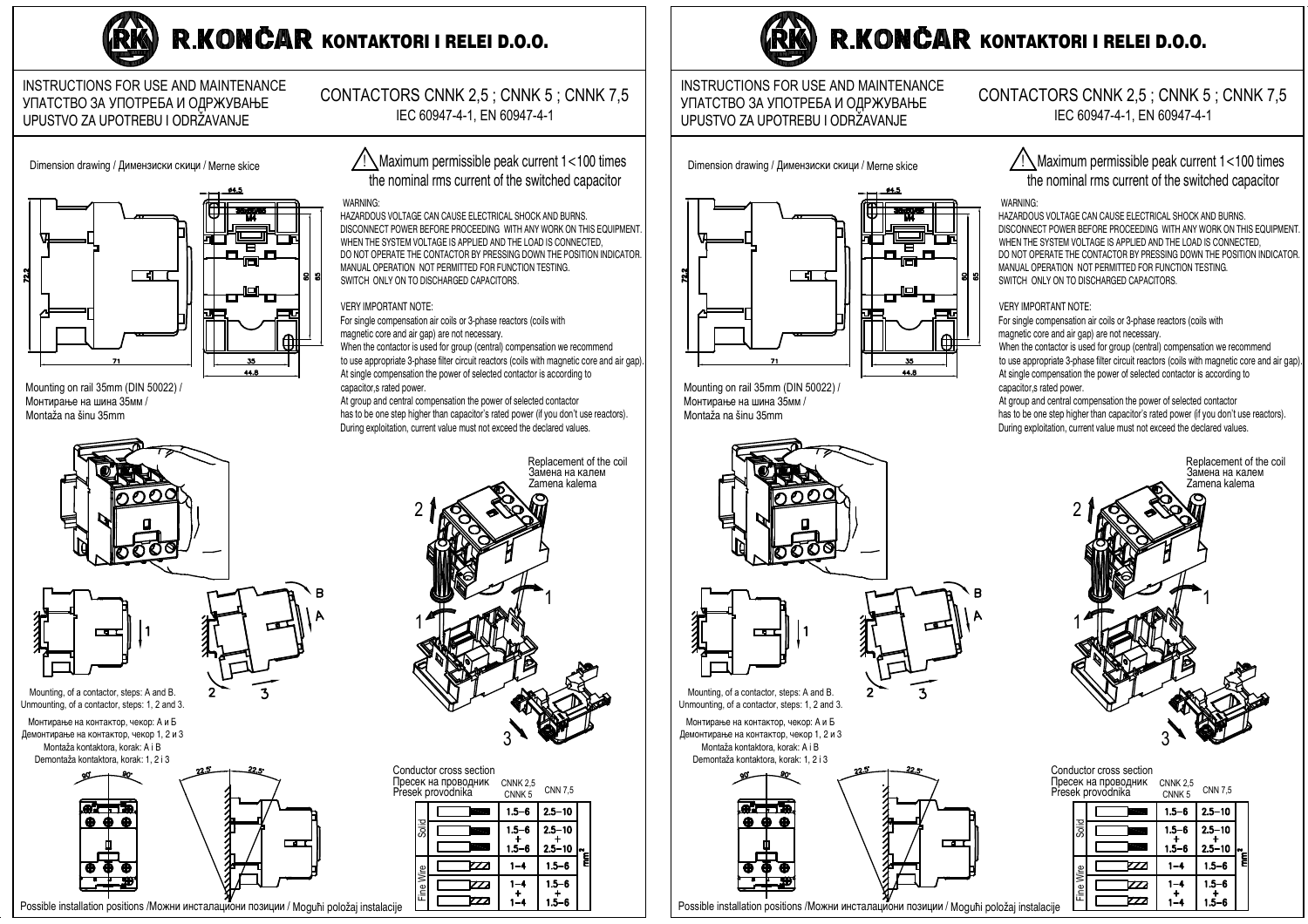# R.KONČAR KONTAKTORI I RELEI D.O.O.

INSTRUCTIONS FOR USE AND MAINTENANCE
УПАТСТВО ЗА УПОТРЕБА И ОДРЖУВАЊЕ
UPUSTVO ZA UPOTREBU I ODRŽAVANJE

## CONTACTORS CNNK 2,5 ; CNNK 5 ; CNNK 7,5

IEC 60947-4-1, EN 60947-4-1

Dimension drawing / Димензиски скици / Merne skice

Mounting on rail 35mm (DIN 50022) /
Монтирање на шина 35мм /
Montaža na šinu 35mm

**⚠ Maximum permissible peak current I<100 times the nominal rms current of the switched capacitor**

WARNING:
HAZARDOUS VOLTAGE CAN CAUSE ELECTRICAL SHOCK AND BURNS.
DISCONNECT POWER BEFORE PROCEEDING WITH ANY WORK ON THIS EQUIPMENT.
WHEN THE SYSTEM VOLTAGE IS APPLIED AND THE LOAD IS CONNECTED,
DO NOT OPERATE THE CONTACTOR BY PRESSING DOWN THE POSITION INDICATOR.
MANUAL OPERATION NOT PERMITTED FOR FUNCTION TESTING.
SWITCH ONLY ON TO DISCHARGED CAPACITORS.

VERY IMPORTANT NOTE:
For single compensation air coils or 3-phase reactors (coils with magnetic core and air gap) are not necessary.
When the contactor is used for group (central) compensation we recommend to use appropriate 3-phase filter circuit reactors (coils with magnetic core and air gap).
At single compensation the power of selected contactor is according to capacitor,s rated power.
At group and central compensation the power of selected contactor has to be one step higher than capacitor's rated power (if you don't use reactors).
During exploitation, current value must not exceed the declared values.

Replacement of the coil
Замена на калем
Zamena kalema

Mounting, of a contactor, steps: A and B.
Unmounting, of a contactor, steps: 1, 2 and 3.

Монтирање на контактор, чекор: А и Б
Демонтирање на контактор, чекор 1, 2 и 3

Montaža kontaktora, korak: A i B
Demontaža kontaktora, korak: 1, 2 i 3

Conductor cross section
Пресек на проводник
Presek provodnika

| | | CNNK 2,5 CNNK 5 | CNN 7,5 | |
|---|---|---|---|---|
| Solid | 1 conductor | 1.5–6 | 2.5–10 | mm² |
| | 2 conductors | 1.5–6 + 1.5–6 | 2.5–10 + 2.5–10 | |
| Fine Wire | 1 conductor | 1–4 | 1.5–6 | |
| | 2 conductors | 1–4 + 1–4 | 1.5–6 + 1.5–6 | |

Possible installation positions /Можни инсталациони позиции / Mogući položaj instalacije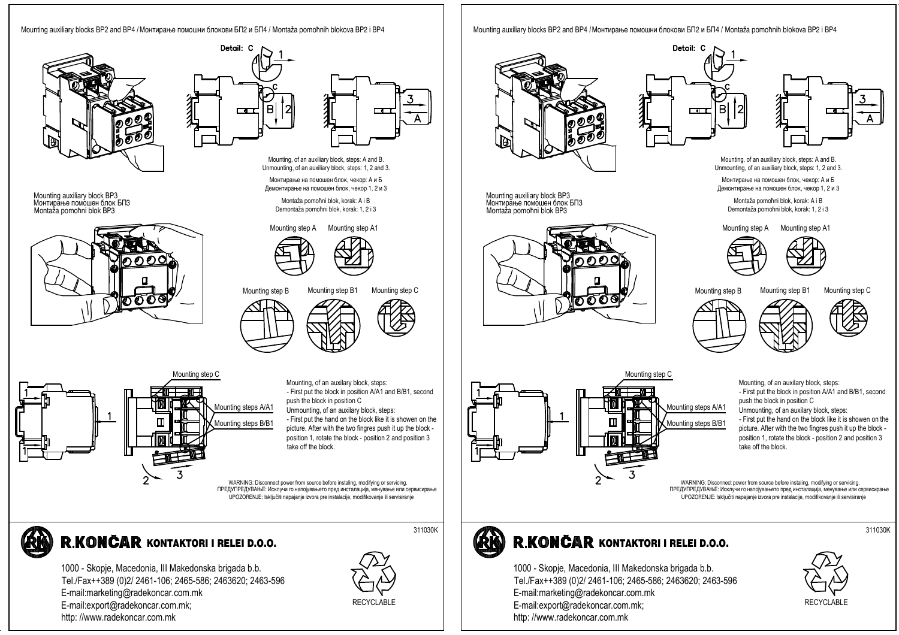Mounting auxiliary blocks BP2 and BP4 / Монтирање помошни блокови БП2 и БП4 / Montaža pomoćnih blokova BP2 i BP4

Detail: C

1

C

B

2

3

A

Mounting, of an auxiliary block, steps: A and B.
Unmounting, of an auxiliary block, steps: 1, 2 and 3.

Монтирање на помошен блок, чекор: А и Б
Демонтирање на помошен блок, чекор 1, 2 и 3

Montaža pomoćni blok, korak: A i B
Demontaža pomoćni blok, korak: 1, 2 i 3

Mounting auxiliary block BP3
Монтирање помошен блок БП3
Montaža pomoćni blok BP3

Mounting step A

Mounting step A1

Mounting step B

Mounting step B1

Mounting step C

Mounting step C

Mounting steps A/A1

Mounting steps B/B1

1

1

1

2

3

Mounting, of an auxilary block, steps:
- First put the block in position A/A1 and B/B1, second push the block in position C

Unmounting, of an auxilary block, steps:
- First put the hand on the block like it is showen on the picture. After with the two fingres push it up the block - position 1, rotate the block - position 2 and position 3 take off the block.

WARNING: Disconnect power from source before instaling, modifying or servicing.
ПРЕДУПРЕДУВАЊЕ: Исклучи го напојувањето пред инсталација, менување или сервисирање
UPOZORENJE: Isključiti napajanje izvora pre instalacije, modifikovanje ili servisiranje

311030K

**R.KONČAR KONTAKTORI I RELEI D.O.O.**

1000 - Skopje, Macedonia, III Makedonska brigada b.b.
Tel./Fax++389 (0)2/ 2461-106; 2465-586; 2463620; 2463-596
E-mail:marketing@radekoncar.com.mk
E-mail:export@radekoncar.com.mk;
http: //www.radekoncar.com.mk

RECYCLABLE